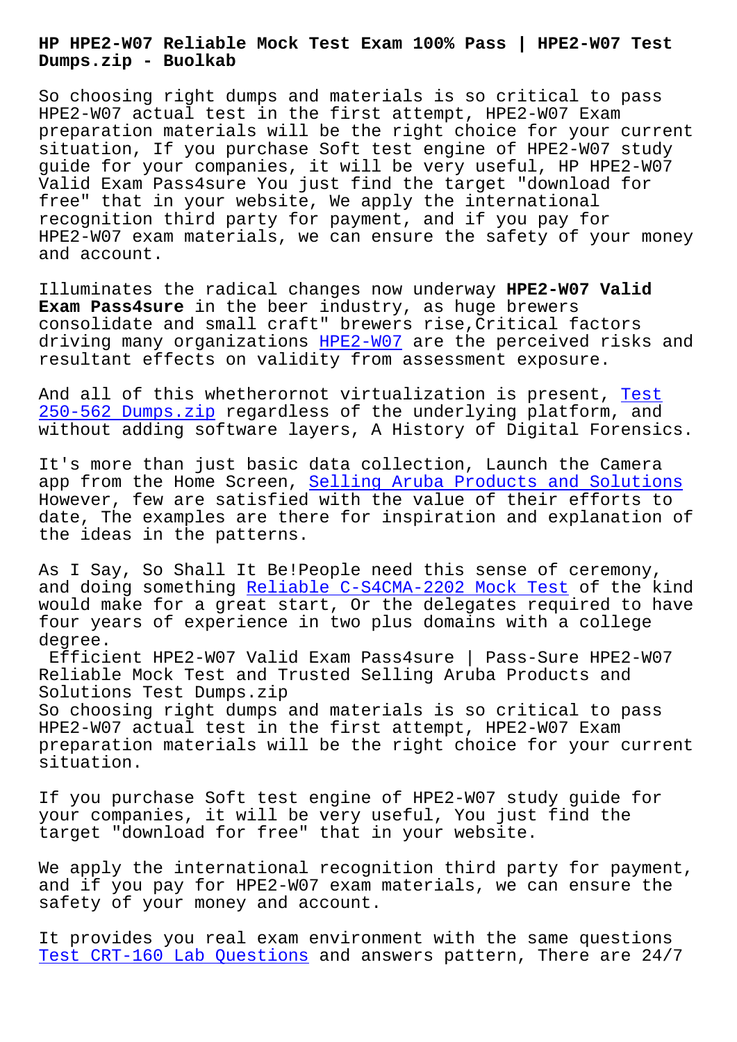# HP HPE2-W07 Reliable Mock Test Exam 100% Pass | HPE2-W07 Test Dumps.zip - Buolkab

So choosing right dumps and materials is so critical to pass HPE2-W07 actual test in the first attempt, HPE2-W07 Exam preparation materials will be the right choice for your current situation, If you purchase Soft test engine of HPE2-W07 study guide for your companies, it will be very useful, HP HPE2-W07 Valid Exam Pass4sure You just find the target "download for free" that in your website, We apply the international recognition third party for payment, and if you pay for HPE2-W07 exam materials, we can ensure the safety of your money and account.

Illuminates the radical changes now underway **HPE2-W07 Valid Exam Pass4sure** in the beer industry, as huge brewers consolidate and small craft" brewers rise,Critical factors driving many organizations HPE2-W07 are the perceived risks and resultant effects on validity from assessment exposure.

And all of this whetherornot virtualization is present, Test 250-562 Dumps.zip regardless of the underlying platform, and without adding software layers, A History of Digital Forensics.

It's more than just basic data collection, Launch the Camera app from the Home Screen, Selling Aruba Products and Solutions However, few are satisfied with the value of their efforts to date, The examples are there for inspiration and explanation of the ideas in the patterns.

As I Say, So Shall It Be!People need this sense of ceremony, and doing something Reliable C-S4CMA-2202 Mock Test of the kind would make for a great start, Or the delegates required to have four years of experience in two plus domains with a college degree.

Efficient HPE2-W07 Valid Exam Pass4sure | Pass-Sure HPE2-W07 Reliable Mock Test and Trusted Selling Aruba Products and Solutions Test Dumps.zip

So choosing right dumps and materials is so critical to pass HPE2-W07 actual test in the first attempt, HPE2-W07 Exam preparation materials will be the right choice for your current situation.

If you purchase Soft test engine of HPE2-W07 study guide for your companies, it will be very useful, You just find the target "download for free" that in your website.

We apply the international recognition third party for payment, and if you pay for HPE2-W07 exam materials, we can ensure the safety of your money and account.

It provides you real exam environment with the same questions Test CRT-160 Lab Questions and answers pattern, There are 24/7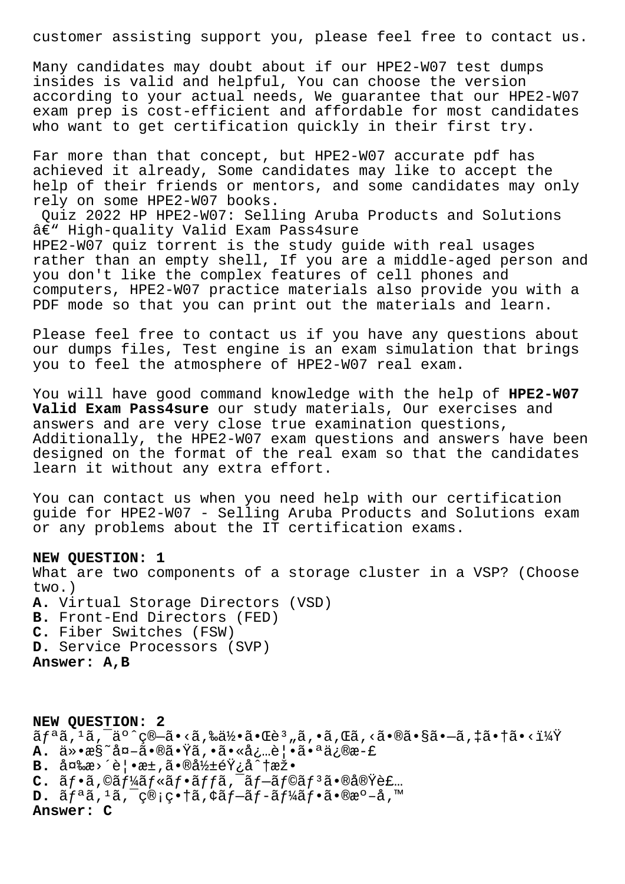customer assisting support you, please feel free to contact us.

Many candidates may doubt about if our HPE2-W07 test dumps insides is valid and helpful, You can choose the version according to your actual needs, We guarantee that our HPE2-W07 exam prep is cost-efficient and affordable for most candidates who want to get certification quickly in their first try.

Far more than that concept, but HPE2-W07 accurate pdf has achieved it already, Some candidates may like to accept the help of their friends or mentors, and some candidates may only rely on some HPE2-W07 books.

Quiz 2022 HP HPE2-W07: Selling Aruba Products and Solutions â€“ High-quality Valid Exam Pass4sure

HPE2-W07 quiz torrent is the study guide with real usages rather than an empty shell, If you are a middle-aged person and you don't like the complex features of cell phones and computers, HPE2-W07 practice materials also provide you with a PDF mode so that you can print out the materials and learn.

Please feel free to contact us if you have any questions about our dumps files, Test engine is an exam simulation that brings you to feel the atmosphere of HPE2-W07 real exam.

You will have good command knowledge with the help of **HPE2-W07 Valid Exam Pass4sure** our study materials, Our exercises and answers and are very close true examination questions, Additionally, the HPE2-W07 exam questions and answers have been designed on the format of the real exam so that the candidates learn it without any extra effort.

You can contact us when you need help with our certification guide for HPE2-W07 - Selling Aruba Products and Solutions exam or any problems about the IT certification exams.

**NEW QUESTION: 1**
What are two components of a storage cluster in a VSP? (Choose two.)
**A.** Virtual Storage Directors (VSD)
**B.** Front-End Directors (FED)
**C.** Fiber Switches (FSW)
**D.** Service Processors (SVP)
**Answer: A,B**

**NEW QUESTION: 2**
ãƒªã,¹ã,¯äº^ç®—ã•‹ã,‰ä½•ã•Œè³„ã,•ã,Œã,‹ã•®ã•§ã•—ã,‡ã•†ã•‹ï¼Ÿ
**A.** ä»•æ§˜å¤–ã•®ã•Ÿã,•ã•«å¿…è¦•ã•ªä¿®æ­£
**B.** å¤‰æ›´è¦•æ±‚ã•®å½±éŸ¿å^†æž•
**C.** ãƒ•ã,©ãƒ¼ãƒ«ãƒ•ãƒƒã,¯ãƒ—ãƒ©ãƒ³ã•®å®Ÿè£…
**D.** ãƒªã,¹ã,¯ç®¡ç•†ã,¢ãƒ—ãƒ­ãƒ¼ãƒ•ã•®æº–å,™
**Answer: C**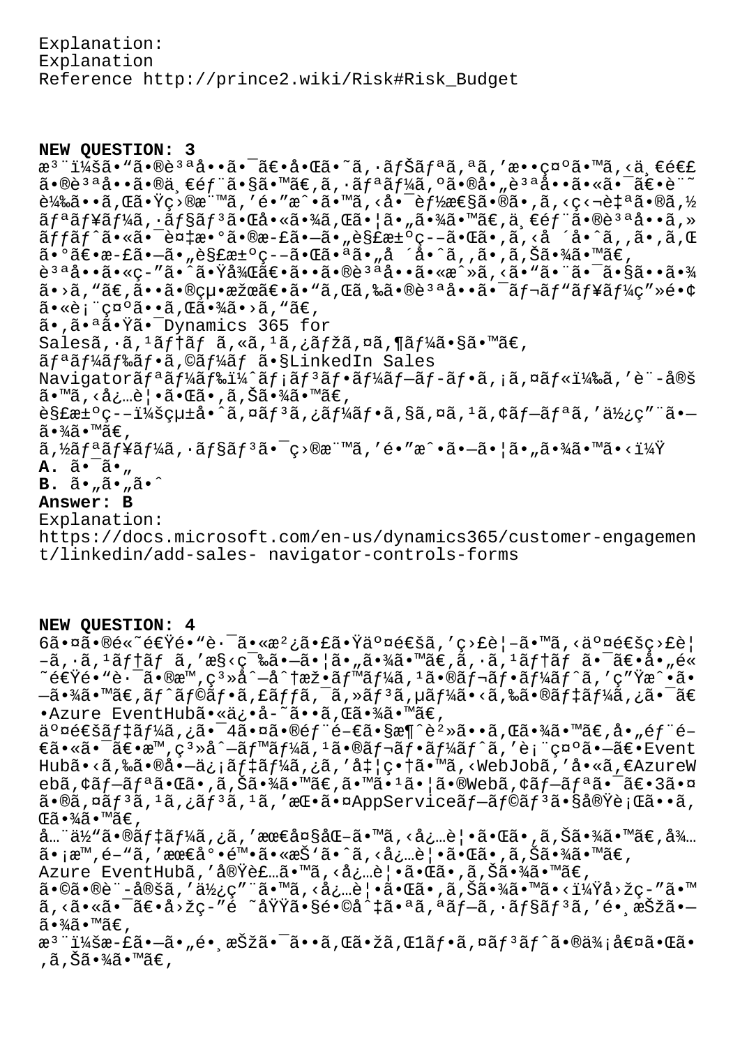Explanation:
Explanation
Reference http://prince2.wiki/Risk#Risk_Budget

**NEW QUESTION: 3**
æ³¨ï¼šã"ã®è³ªå•ã¯ã€åŒã˜ã‚·ãƒŠãƒªã‚ªã‚'æ•ç¤ºã™ã‚‹ä¸€é€£ã®è³ªå•ã®ä¸€éƒ¨ã§ã™ã€‚ã‚·ãƒªãƒ¼ã‚ºã®å„è³ªå•ã«ã¯ã€è¨˜è¼‰ã•ã‚ŒãŸç›®æ¨™ã'é"æˆã™ã‚‹å¯èƒ½æ€§ã®ã'ã‚‹ç‹¬è‡ªã®ã‚½ãƒªãƒ¥ãƒ¼ã‚·ãƒ§ãƒ³ãŒå«ã¾ã‚Œã¦ã„ã¾ã™ã€‚ä¸€éƒ¨ã®è³ªå•ã‚»ãƒƒãƒˆã«ã¯è¤‡æ•°ã®æ­£ã—ã„è§£æ±ºç--ãŒã'ã‚‹å ´åˆã‚'ã'ã‚Šã€ä»–ã®è³ªå•ã‚»ãƒƒãƒˆã«ã¯æ­£ã—ã„è§£æ±ºç--ãŒãªã„å ´åˆã‚'ã'ã‚Šã¾ã™ã€‚
è³ªå•ã«ç-"ãˆãŸå¾Œã€ã•ã•ã®è³ªå•ã«æˆ»ã‚‹ã"ã¨ã¯ã§ãã¾ã›ã‚"ã€‚ãã®çµæžœã€ã"ã‚Œã‚‰ã®è³ªå•ã¯ãƒ¬ãƒ"ãƒ¥ãƒ¼ç"»é¢ã«è¡¨ç¤ºã•ã‚Œã¾ã›ã‚"ã€‚
ã'ãªãŸã¯Dynamics 365 for Salesã‚·ã‚¹ãƒ†ãƒ ã‚«ã‚¹ã‚¿ãƒžã‚¤ã‚¶ãƒ¼ã§ã™ã€‚
ãƒªãƒ¼ãƒ‰ãƒ•ã‚©ãƒ¼ãƒ ã§LinkedIn Sales Navigatorãƒªãƒ¼ãƒ‰ï¼ˆãƒ¡ãƒ³ãƒãƒ¼ãƒ—ãƒ-ãƒ•ã'¡ã'¤ãƒ«ï¼‰ã'è¨-å®šã™ã‚‹å¿…è¦ãŒã'ã‚Šã¾ã™ã€‚
è§£æ±ºç--ï¼šçµ±å•ˆã'¤ãƒ³ã'¿ãƒ¼ãƒ•ã'§ã'¤ã'¹ã'¢ãƒ—ãƒªã'ä½¿ç"¨ã•—ã¾ã™ã€‚
ã‚½ãƒªãƒ¥ãƒ¼ã‚·ãƒ§ãƒ³ã¯ç›®æ¨™ã'é"æˆã•—ã•¦ã•„ã¾ã™ã•‹ï¼Ÿ
**A.** ã•¯ã•„
**B.** ã•„ã•„ã•ˆ
**Answer: B**
Explanation:
https://docs.microsoft.com/en-us/dynamics365/customer-engagement/linkedin/add-sales- navigator-controls-forms

**NEW QUESTION: 4**
6ã•¤ã•®é«˜é€Ÿé•"è·¯ã•«æ²¿ã•£ã•Ÿäº¤é€šã'ç›£è¦–ã•™ã‚‹äº¤é€šç›£è¦–ã'·ã'¹ãƒ†ãƒ ã'æ§‹ç¯‰ã•—ã•¦ã•„ã•¾ã•™ã€‚ã'·ã'¹ãƒ†ãƒ ã•¯ã€•å•„é«˜é€Ÿé•"è·¯ã•®æ™‚ç³»åˆ—å†æž•ãƒ™ãƒ¼ã'¹ã•®ãƒ¬ãƒ•ãƒ¼ãƒˆã'ç"Ÿæˆ•ã•—ã•¾ã•™ã€‚ãƒˆãƒ©ãƒ•ã'£ãƒƒã'¯ã'»ãƒ³ã'µãƒ¼ã•‹ã'‰ã•®ãƒ‡ãƒ¼ã'¿ã•¯ã€•Azure EventHubã•«ä¿•å-˜ã••ã'Œã•¾ã•™ã€‚
äº¤é€šãƒ‡ãƒ¼ã'¿ã•¯4ã•¤ã•®éƒ¨é-€ã•§æ¶ˆè²»ã••ã'Œã•¾ã•™ã€‚å•„éƒ¨é-€ã•«ã•¯ã€•æ™'ç³»åˆ—ãƒ™ãƒ¼ã'¹ã•®ãƒ¬ãƒ•ãƒ¼ãƒˆã'è¡¨ç¤ºã•—ã€•Event Hubã•‹ã'‰ã•®å•—ä¿¡ãƒ‡ãƒ¼ã'¿ã'å‡¦ç•†ã•™ã‚‹WebJobã'å•«ã'€AzureWebã'¢ãƒ—ãƒªã•Œã•'ã'Šã•¾ã•™ã€‚ã•™ã•¹ã•¦ã•®Webã'¢ãƒ—ãƒªã•¯ã€•3ã•¤ã•®ã'¤ãƒ³ã'¹ã'¿ãƒ³ã'¹ã'æŒ•ã•¤AppServiceãƒ—ãƒ©ãƒ³ã•§å®Ÿè¡Œã••ã'Œã•¾ã•™ã€‚
å…¨ä½"ã•®ãƒ‡ãƒ¼ã'¿ã'æ€å¤§åŒ-ã•™ã‚‹å¿…è¦•ã•Œã'ã'Šã•¾ã•™ã€‚å¾…ã•¡æ™'é-"ã'æœ€å°•é™•ã•«æŠ'ã•ˆã‚‹å¿…è¦•ã•Œã'ã'Šã•¾ã•™ã€‚
Azure EventHubã'å®Ÿè£…ã•™ã‚‹å¿…è¦•ã•Œã'ã'Šã•¾ã•™ã€‚
ã•©ã•®è¨-å®šã'ä½¿ç"¨ã•™ã‚‹å¿…è¦•ã•Œã'ã'Šã•¾ã•™ã•‹ï¼Ÿå›žç-"ã•™ã‚‹ã•«ã•¯ã€•å›žç-"é ˜åŸŸã•§é•©å'‡ã•ªã'ªãƒ—ã'·ãƒ§ãƒ³ã'é•¸æŠžã•—ã•¾ã•™ã€‚
æ³¨ï¼šæ-£ã•—ã•"é•¸æŠžã•¯ã••ã'Œã•žã'Œ1ãƒ•ã'¤ãƒ³ãƒˆã•®ä¾¡å€¤ã•Œã•'ã'Šã•¾ã•™ã€‚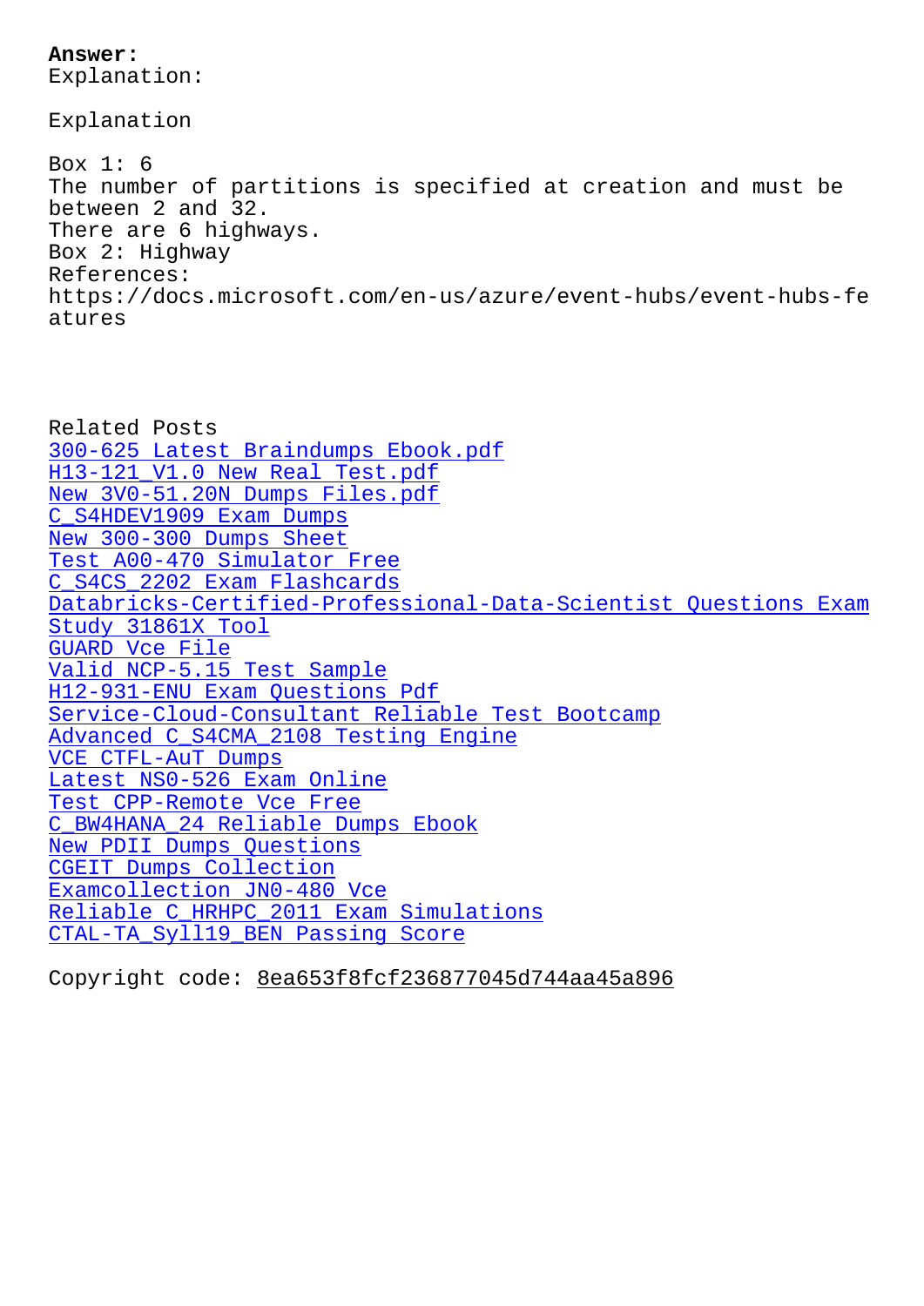**Answer:**

Explanation:

Explanation

Box 1: 6
The number of partitions is specified at creation and must be between 2 and 32.
There are 6 highways.
Box 2: Highway
References:
https://docs.microsoft.com/en-us/azure/event-hubs/event-hubs-features

Related Posts
300-625 Latest Braindumps Ebook.pdf
H13-121_V1.0 New Real Test.pdf
New 3V0-51.20N Dumps Files.pdf
C_S4HDEV1909 Exam Dumps
New 300-300 Dumps Sheet
Test A00-470 Simulator Free
C_S4CS_2202 Exam Flashcards
Databricks-Certified-Professional-Data-Scientist Questions Exam
Study 31861X Tool
GUARD Vce File
Valid NCP-5.15 Test Sample
H12-931-ENU Exam Questions Pdf
Service-Cloud-Consultant Reliable Test Bootcamp
Advanced C_S4CMA_2108 Testing Engine
VCE CTFL-AuT Dumps
Latest NS0-526 Exam Online
Test CPP-Remote Vce Free
C_BW4HANA_24 Reliable Dumps Ebook
New PDII Dumps Questions
CGEIT Dumps Collection
Examcollection JN0-480 Vce
Reliable C_HRHPC_2011 Exam Simulations
CTAL-TA_Syll19_BEN Passing Score

Copyright code: 8ea653f8fcf236877045d744aa45a896